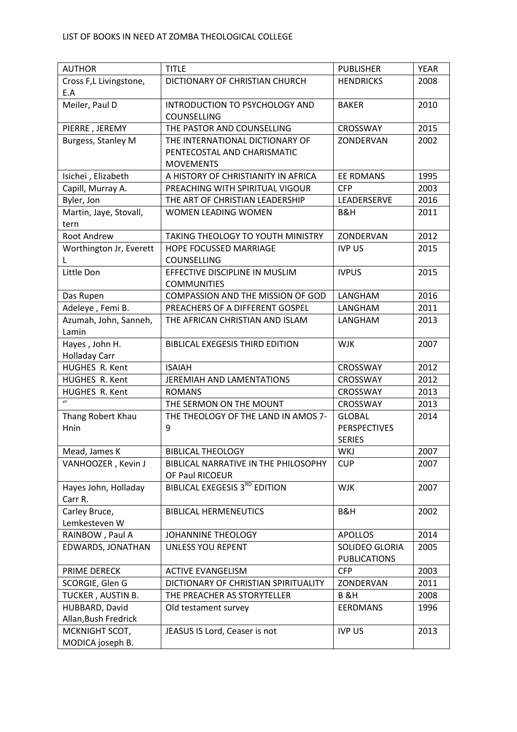LIST OF BOOKS IN NEED AT ZOMBA THEOLOGICAL COLLEGE

| AUTHOR | TITLE | PUBLISHER | YEAR |
|---|---|---|---|
| Cross F,L Livingstone, E.A | DICTIONARY OF CHRISTIAN CHURCH | HENDRICKS | 2008 |
| Meiler, Paul D | INTRODUCTION TO PSYCHOLOGY AND COUNSELLING | BAKER | 2010 |
| PIERRE , JEREMY | THE PASTOR AND COUNSELLING | CROSSWAY | 2015 |
| Burgess, Stanley M | THE INTERNATIONAL DICTIONARY OF PENTECOSTAL AND CHARISMATIC MOVEMENTS | ZONDERVAN | 2002 |
| Isichei , Elizabeth | A HISTORY OF CHRISTIANITY IN AFRICA | EE RDMANS | 1995 |
| Capill, Murray A. | PREACHING WITH SPIRITUAL VIGOUR | CFP | 2003 |
| Byler, Jon | THE ART OF CHRISTIAN LEADERSHIP | LEADERSERVE | 2016 |
| Martin, Jaye, Stovall, tern | WOMEN LEADING WOMEN | B&H | 2011 |
| Root Andrew | TAKING THEOLOGY TO YOUTH MINISTRY | ZONDERVAN | 2012 |
| Worthington Jr, Everett L | HOPE FOCUSSED MARRIAGE COUNSELLING | IVP US | 2015 |
| Little Don | EFFECTIVE DISCIPLINE IN MUSLIM COMMUNITIES | IVPUS | 2015 |
| Das Rupen | COMPASSION AND THE MISSION OF GOD | LANGHAM | 2016 |
| Adeleye , Femi B. | PREACHERS OF A DIFFERENT GOSPEL | LANGHAM | 2011 |
| Azumah, John, Sanneh, Lamin | THE AFRICAN CHRISTIAN AND ISLAM | LANGHAM | 2013 |
| Hayes , John H. Holladay Carr | BIBLICAL EXEGESIS THIRD EDITION | WJK | 2007 |
| HUGHES R. Kent | ISAIAH | CROSSWAY | 2012 |
| HUGHES R. Kent | JEREMIAH AND LAMENTATIONS | CROSSWAY | 2012 |
| HUGHES R. Kent | ROMANS | CROSSWAY | 2013 |
| " | THE SERMON ON THE MOUNT | CROSSWAY | 2013 |
| Thang Robert Khau Hnin | THE THEOLOGY OF THE LAND IN AMOS 7-9 | GLOBAL PERSPECTIVES SERIES | 2014 |
| Mead, James K | BIBLICAL THEOLOGY | WKJ | 2007 |
| VANHOOZER , Kevin J | BIBLICAL NARRATIVE IN THE PHILOSOPHY OF Paul RICOEUR | CUP | 2007 |
| Hayes John, Holladay Carr R. | BIBLICAL EXEGESIS 3RD EDITION | WJK | 2007 |
| Carley Bruce, Lemkesteven W | BIBLICAL HERMENEUTICS | B&H | 2002 |
| RAINBOW , Paul A | JOHANNINE THEOLOGY | APOLLOS | 2014 |
| EDWARDS, JONATHAN | UNLESS YOU REPENT | SOLIDEO GLORIA PUBLICATIONS | 2005 |
| PRIME DERECK | ACTIVE EVANGELISM | CFP | 2003 |
| SCORGIE, Glen G | DICTIONARY OF CHRISTIAN SPIRITUALITY | ZONDERVAN | 2011 |
| TUCKER , AUSTIN B. | THE PREACHER AS STORYTELLER | B &H | 2008 |
| HUBBARD, David Allan,Bush Fredrick | Old testament survey | EERDMANS | 1996 |
| MCKNIGHT SCOT, MODICA joseph B. | JEASUS IS Lord, Ceaser is not | IVP US | 2013 |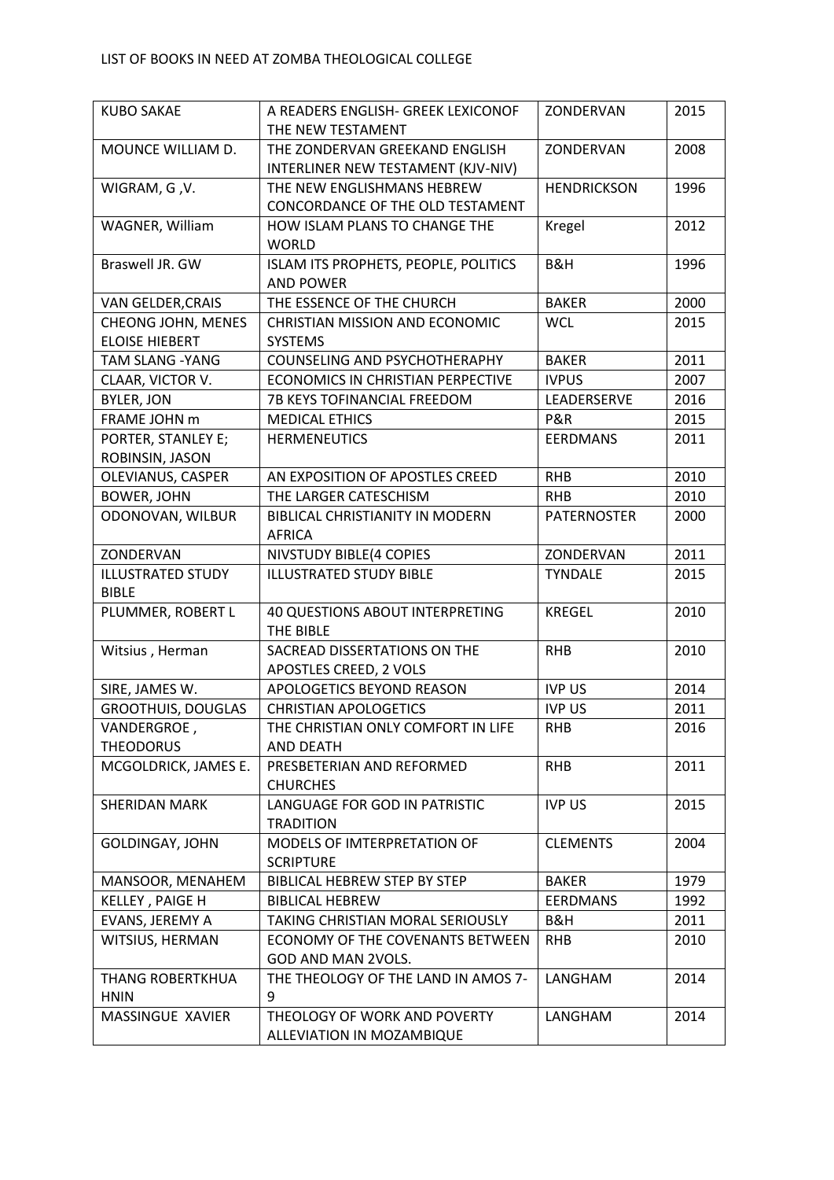LIST OF BOOKS IN NEED AT ZOMBA THEOLOGICAL COLLEGE

| | | | |
|---|---|---|---|
| KUBO SAKAE | A READERS ENGLISH- GREEK LEXICONOF THE NEW TESTAMENT | ZONDERVAN | 2015 |
| MOUNCE WILLIAM D. | THE ZONDERVAN GREEKAND ENGLISH INTERLINER NEW TESTAMENT (KJV-NIV) | ZONDERVAN | 2008 |
| WIGRAM, G ,V. | THE NEW ENGLISHMANS HEBREW CONCORDANCE OF THE OLD TESTAMENT | HENDRICKSON | 1996 |
| WAGNER, William | HOW ISLAM PLANS TO CHANGE THE WORLD | Kregel | 2012 |
| Braswell JR. GW | ISLAM ITS PROPHETS, PEOPLE, POLITICS AND POWER | B&H | 1996 |
| VAN GELDER,CRAIS | THE ESSENCE OF THE CHURCH | BAKER | 2000 |
| CHEONG JOHN, MENES ELOISE HIEBERT | CHRISTIAN MISSION AND ECONOMIC SYSTEMS | WCL | 2015 |
| TAM SLANG -YANG | COUNSELING AND PSYCHOTHERAPHY | BAKER | 2011 |
| CLAAR, VICTOR V. | ECONOMICS IN CHRISTIAN PERPECTIVE | IVPUS | 2007 |
| BYLER, JON | 7B KEYS TOFINANCIAL FREEDOM | LEADERSERVE | 2016 |
| FRAME JOHN m | MEDICAL ETHICS | P&R | 2015 |
| PORTER, STANLEY E; ROBINSIN, JASON | HERMENEUTICS | EERDMANS | 2011 |
| OLEVIANUS, CASPER | AN EXPOSITION OF APOSTLES CREED | RHB | 2010 |
| BOWER, JOHN | THE LARGER CATESCHISM | RHB | 2010 |
| ODONOVAN, WILBUR | BIBLICAL CHRISTIANITY IN MODERN AFRICA | PATERNOSTER | 2000 |
| ZONDERVAN | NIVSTUDY BIBLE(4 COPIES | ZONDERVAN | 2011 |
| ILLUSTRATED STUDY BIBLE | ILLUSTRATED STUDY BIBLE | TYNDALE | 2015 |
| PLUMMER, ROBERT L | 40 QUESTIONS ABOUT INTERPRETING THE BIBLE | KREGEL | 2010 |
| Witsius , Herman | SACREAD DISSERTATIONS ON THE APOSTLES CREED, 2 VOLS | RHB | 2010 |
| SIRE, JAMES W. | APOLOGETICS BEYOND REASON | IVP US | 2014 |
| GROOTHUIS, DOUGLAS | CHRISTIAN APOLOGETICS | IVP US | 2011 |
| VANDERGROE , THEODORUS | THE CHRISTIAN ONLY COMFORT IN LIFE AND DEATH | RHB | 2016 |
| MCGOLDRICK, JAMES E. | PRESBETERIAN AND REFORMED CHURCHES | RHB | 2011 |
| SHERIDAN MARK | LANGUAGE FOR GOD IN PATRISTIC TRADITION | IVP US | 2015 |
| GOLDINGAY, JOHN | MODELS OF IMTERPRETATION OF SCRIPTURE | CLEMENTS | 2004 |
| MANSOOR, MENAHEM | BIBLICAL HEBREW STEP BY STEP | BAKER | 1979 |
| KELLEY , PAIGE H | BIBLICAL HEBREW | EERDMANS | 1992 |
| EVANS, JEREMY A | TAKING CHRISTIAN MORAL SERIOUSLY | B&H | 2011 |
| WITSIUS, HERMAN | ECONOMY OF THE COVENANTS BETWEEN GOD AND MAN 2VOLS. | RHB | 2010 |
| THANG ROBERTKHUA HNIN | THE THEOLOGY OF THE LAND IN AMOS 7-9 | LANGHAM | 2014 |
| MASSINGUE XAVIER | THEOLOGY OF WORK AND POVERTY ALLEVIATION IN MOZAMBIQUE | LANGHAM | 2014 |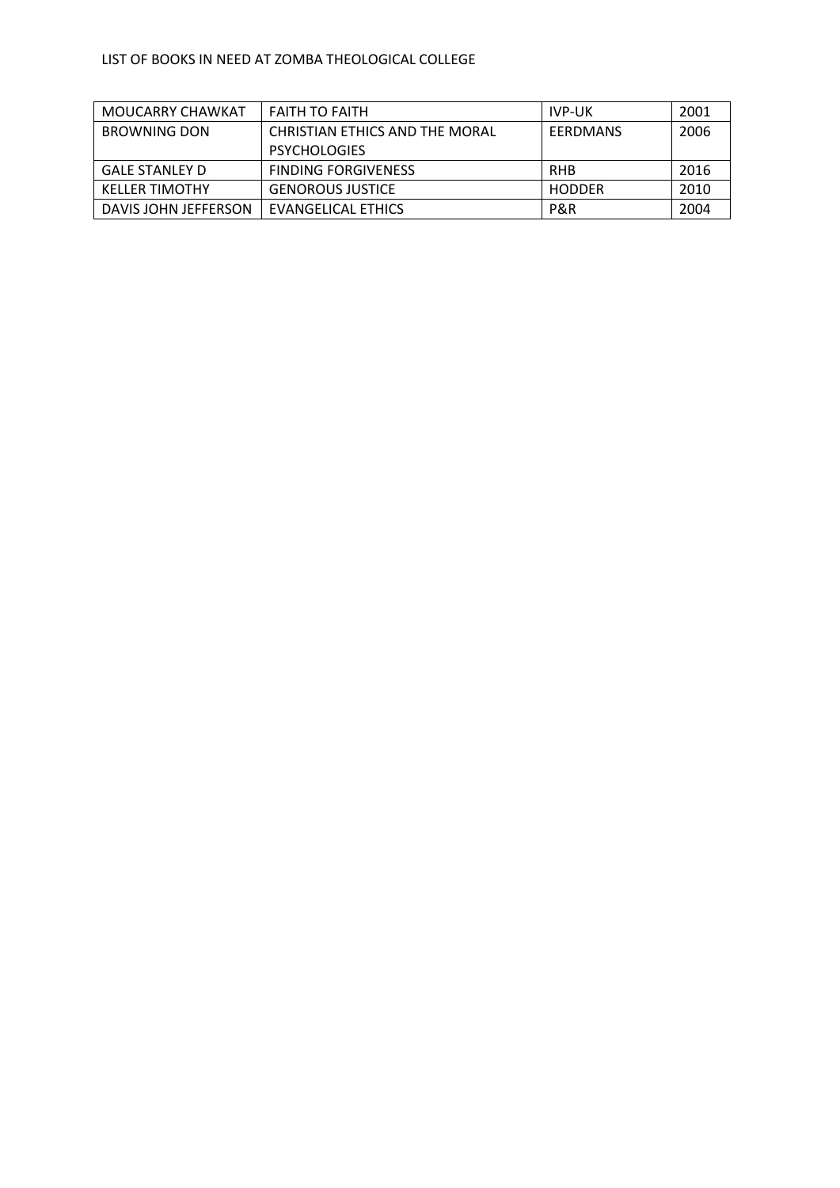LIST OF BOOKS IN NEED AT ZOMBA THEOLOGICAL COLLEGE

| | | | |
|---|---|---|---|
| MOUCARRY CHAWKAT | FAITH TO FAITH | IVP-UK | 2001 |
| BROWNING DON | CHRISTIAN ETHICS AND THE MORAL PSYCHOLOGIES | EERDMANS | 2006 |
| GALE STANLEY D | FINDING FORGIVENESS | RHB | 2016 |
| KELLER TIMOTHY | GENOROUS JUSTICE | HODDER | 2010 |
| DAVIS JOHN JEFFERSON | EVANGELICAL ETHICS | P&R | 2004 |